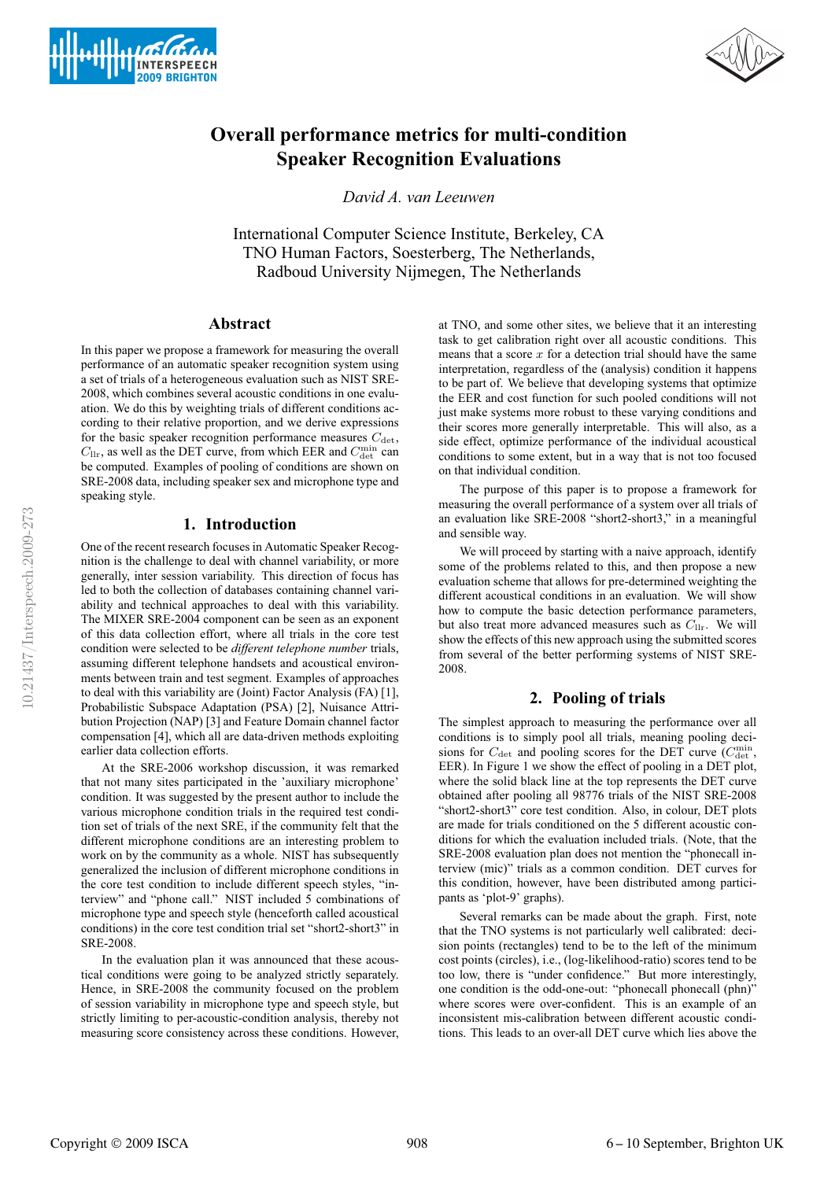# Overall performance metrics for multi-condition Speaker Recognition Evaluations

*David A. van Leeuwen*

International Computer Science Institute, Berkeley, CA
TNO Human Factors, Soesterberg, The Netherlands,
Radboud University Nijmegen, The Netherlands

## Abstract

In this paper we propose a framework for measuring the overall performance of an automatic speaker recognition system using a set of trials of a heterogeneous evaluation such as NIST SRE-2008, which combines several acoustic conditions in one evaluation. We do this by weighting trials of different conditions according to their relative proportion, and we derive expressions for the basic speaker recognition performance measures $C_{\rm det}$, $C_{\rm llr}$, as well as the DET curve, from which EER and $C_{\rm det}^{\rm min}$ can be computed. Examples of pooling of conditions are shown on SRE-2008 data, including speaker sex and microphone type and speaking style.

## 1. Introduction

One of the recent research focuses in Automatic Speaker Recognition is the challenge to deal with channel variability, or more generally, inter session variability. This direction of focus has led to both the collection of databases containing channel variability and technical approaches to deal with this variability. The MIXER SRE-2004 component can be seen as an exponent of this data collection effort, where all trials in the core test condition were selected to be *different telephone number* trials, assuming different telephone handsets and acoustical environments between train and test segment. Examples of approaches to deal with this variability are (Joint) Factor Analysis (FA) [1], Probabilistic Subspace Adaptation (PSA) [2], Nuisance Attribution Projection (NAP) [3] and Feature Domain channel factor compensation [4], which all are data-driven methods exploiting earlier data collection efforts.

At the SRE-2006 workshop discussion, it was remarked that not many sites participated in the 'auxiliary microphone' condition. It was suggested by the present author to include the various microphone condition trials in the required test condition set of trials of the next SRE, if the community felt that the different microphone conditions are an interesting problem to work on by the community as a whole. NIST has subsequently generalized the inclusion of different microphone conditions in the core test condition to include different speech styles, "interview" and "phone call." NIST included 5 combinations of microphone type and speech style (henceforth called acoustical conditions) in the core test condition trial set "short2-short3" in SRE-2008.

In the evaluation plan it was announced that these acoustical conditions were going to be analyzed strictly separately. Hence, in SRE-2008 the community focused on the problem of session variability in microphone type and speech style, but strictly limiting to per-acoustic-condition analysis, thereby not measuring score consistency across these conditions. However, at TNO, and some other sites, we believe that it an interesting task to get calibration right over all acoustic conditions. This means that a score $x$ for a detection trial should have the same interpretation, regardless of the (analysis) condition it happens to be part of. We believe that developing systems that optimize the EER and cost function for such pooled conditions will not just make systems more robust to these varying conditions and their scores more generally interpretable. This will also, as a side effect, optimize performance of the individual acoustical conditions to some extent, but in a way that is not too focused on that individual condition.

The purpose of this paper is to propose a framework for measuring the overall performance of a system over all trials of an evaluation like SRE-2008 "short2-short3," in a meaningful and sensible way.

We will proceed by starting with a naive approach, identify some of the problems related to this, and then propose a new evaluation scheme that allows for pre-determined weighting the different acoustical conditions in an evaluation. We will show how to compute the basic detection performance parameters, but also treat more advanced measures such as $C_{\rm llr}$. We will show the effects of this new approach using the submitted scores from several of the better performing systems of NIST SRE-2008.

## 2. Pooling of trials

The simplest approach to measuring the performance over all conditions is to simply pool all trials, meaning pooling decisions for $C_{\rm det}$ and pooling scores for the DET curve ($C_{\rm det}^{\rm min}$, EER). In Figure 1 we show the effect of pooling in a DET plot, where the solid black line at the top represents the DET curve obtained after pooling all 98776 trials of the NIST SRE-2008 "short2-short3" core test condition. Also, in colour, DET plots are made for trials conditioned on the 5 different acoustic conditions for which the evaluation included trials. (Note, that the SRE-2008 evaluation plan does not mention the "phonecall interview (mic)" trials as a common condition. DET curves for this condition, however, have been distributed among participants as 'plot-9' graphs).

Several remarks can be made about the graph. First, note that the TNO systems is not particularly well calibrated: decision points (rectangles) tend to be to the left of the minimum cost points (circles), i.e., (log-likelihood-ratio) scores tend to be too low, there is "under confidence." But more interestingly, one condition is the odd-one-out: "phonecall phonecall (phn)" where scores were over-confident. This is an example of an inconsistent mis-calibration between different acoustic conditions. This leads to an over-all DET curve which lies above the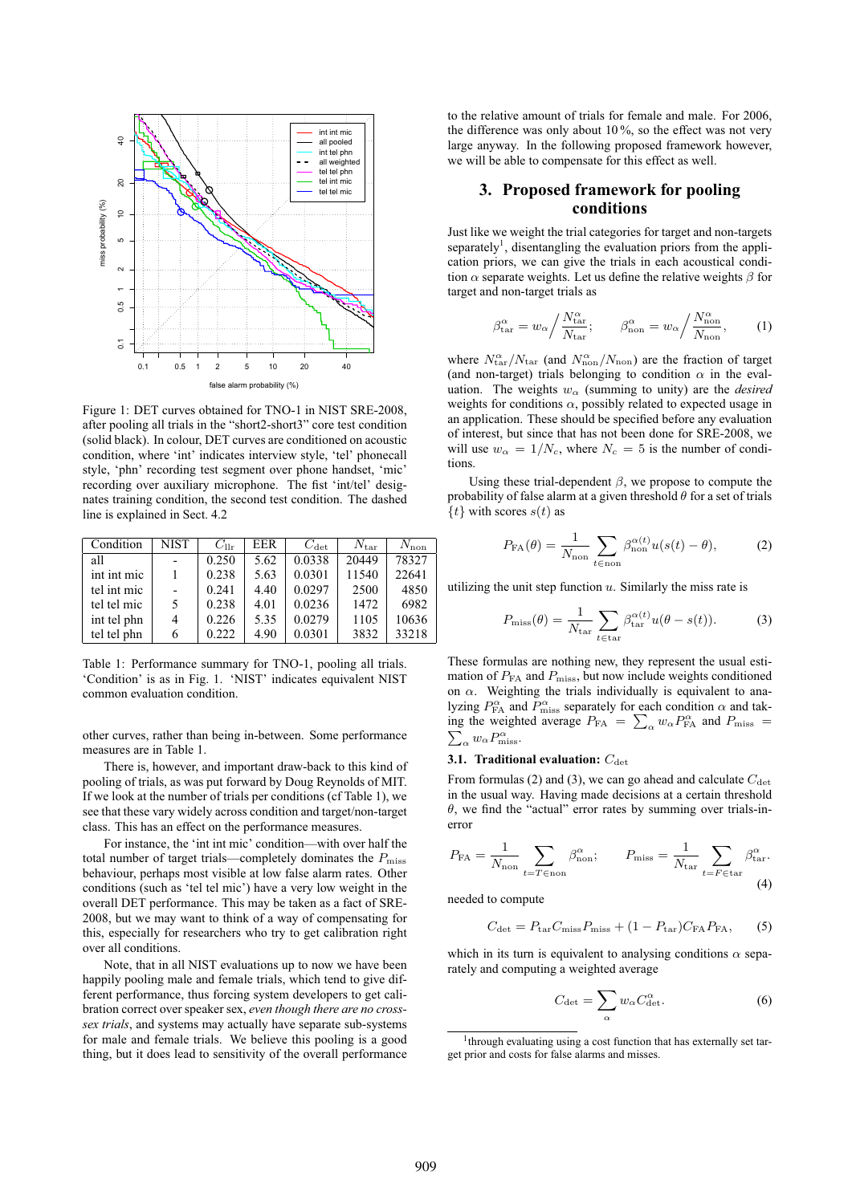Figure 1: DET curves obtained for TNO-1 in NIST SRE-2008, after pooling all trials in the "short2-short3" core test condition (solid black). In colour, DET curves are conditioned on acoustic condition, where 'int' indicates interview style, 'tel' phonecall style, 'phn' recording test segment over phone handset, 'mic' recording over auxiliary microphone. The fist 'int/tel' designates training condition, the second test condition. The dashed line is explained in Sect. 4.2

| Condition | NIST | $C_{\text{llr}}$ | EER | $C_{\text{det}}$ | $N_{\text{tar}}$ | $N_{\text{non}}$ |
|---|---|---|---|---|---|---|
| all | - | 0.250 | 5.62 | 0.0338 | 20449 | 78327 |
| int int mic | 1 | 0.238 | 5.63 | 0.0301 | 11540 | 22641 |
| tel int mic | - | 0.241 | 4.40 | 0.0297 | 2500 | 4850 |
| tel tel mic | 5 | 0.238 | 4.01 | 0.0236 | 1472 | 6982 |
| int tel phn | 4 | 0.226 | 5.35 | 0.0279 | 1105 | 10636 |
| tel tel phn | 6 | 0.222 | 4.90 | 0.0301 | 3832 | 33218 |

Table 1: Performance summary for TNO-1, pooling all trials. 'Condition' is as in Fig. 1. 'NIST' indicates equivalent NIST common evaluation condition.

other curves, rather than being in-between. Some performance measures are in Table 1.

There is, however, and important draw-back to this kind of pooling of trials, as was put forward by Doug Reynolds of MIT. If we look at the number of trials per conditions (cf Table 1), we see that these vary widely across condition and target/non-target class. This has an effect on the performance measures.

For instance, the 'int int mic' condition—with over half the total number of target trials—completely dominates the $P_{\text{miss}}$ behaviour, perhaps most visible at low false alarm rates. Other conditions (such as 'tel tel mic') have a very low weight in the overall DET performance. This may be taken as a fact of SRE-2008, but we may want to think of a way of compensating for this, especially for researchers who try to get calibration right over all conditions.

Note, that in all NIST evaluations up to now we have been happily pooling male and female trials, which tend to give different performance, thus forcing system developers to get calibration correct over speaker sex, *even though there are no cross-sex trials*, and systems may actually have separate sub-systems for male and female trials. We believe this pooling is a good thing, but it does lead to sensitivity of the overall performance to the relative amount of trials for female and male. For 2006, the difference was only about 10 %, so the effect was not very large anyway. In the following proposed framework however, we will be able to compensate for this effect as well.

## 3. Proposed framework for pooling conditions

Just like we weight the trial categories for target and non-targets separately[1], disentangling the evaluation priors from the application priors, we can give the trials in each acoustical condition $\alpha$ separate weights. Let us define the relative weights $\beta$ for target and non-target trials as

$$\beta_{\text{tar}}^{\alpha} = w_{\alpha} \Big/ \frac{N_{\text{tar}}^{\alpha}}{N_{\text{tar}}}; \qquad \beta_{\text{non}}^{\alpha} = w_{\alpha} \Big/ \frac{N_{\text{non}}^{\alpha}}{N_{\text{non}}}, \tag{1}$$

where $N_{\text{tar}}^{\alpha}/N_{\text{tar}}$ (and $N_{\text{non}}^{\alpha}/N_{\text{non}}$) are the fraction of target (and non-target) trials belonging to condition $\alpha$ in the evaluation. The weights $w_{\alpha}$ (summing to unity) are the *desired* weights for conditions $\alpha$, possibly related to expected usage in an application. These should be specified before any evaluation of interest, but since that has not been done for SRE-2008, we will use $w_{\alpha} = 1/N_c$, where $N_c = 5$ is the number of conditions.

Using these trial-dependent $\beta$, we propose to compute the probability of false alarm at a given threshold $\theta$ for a set of trials $\{t\}$ with scores $s(t)$ as

$$P_{\text{FA}}(\theta) = \frac{1}{N_{\text{non}}} \sum_{t \in \text{non}} \beta_{\text{non}}^{\alpha(t)} u(s(t) - \theta), \tag{2}$$

utilizing the unit step function $u$. Similarly the miss rate is

$$P_{\text{miss}}(\theta) = \frac{1}{N_{\text{tar}}} \sum_{t \in \text{tar}} \beta_{\text{tar}}^{\alpha(t)} u(\theta - s(t)). \tag{3}$$

These formulas are nothing new, they represent the usual estimation of $P_{\text{FA}}$ and $P_{\text{miss}}$, but now include weights conditioned on $\alpha$. Weighting the trials individually is equivalent to analyzing $P_{\text{FA}}^{\alpha}$ and $P_{\text{miss}}^{\alpha}$ separately for each condition $\alpha$ and taking the weighted average $P_{\text{FA}} = \sum_{\alpha} w_{\alpha} P_{\text{FA}}^{\alpha}$ and $P_{\text{miss}} = \sum_{\alpha} w_{\alpha} P_{\text{miss}}^{\alpha}$.

### 3.1. Traditional evaluation: $C_{\text{det}}$

From formulas (2) and (3), we can go ahead and calculate $C_{\text{det}}$ in the usual way. Having made decisions at a certain threshold $\theta$, we find the "actual" error rates by summing over trials-in-error

$$P_{\text{FA}} = \frac{1}{N_{\text{non}}} \sum_{t = T \in \text{non}} \beta_{\text{non}}^{\alpha}; \qquad P_{\text{miss}} = \frac{1}{N_{\text{tar}}} \sum_{t = F \in \text{tar}} \beta_{\text{tar}}^{\alpha}. \tag{4}$$

needed to compute

$$C_{\text{det}} = P_{\text{tar}} C_{\text{miss}} P_{\text{miss}} + (1 - P_{\text{tar}}) C_{\text{FA}} P_{\text{FA}}, \tag{5}$$

which in its turn is equivalent to analysing conditions $\alpha$ separately and computing a weighted average

$$C_{\text{det}} = \sum_{\alpha} w_{\alpha} C_{\text{det}}^{\alpha}. \tag{6}$$

[1] through evaluating using a cost function that has externally set target prior and costs for false alarms and misses.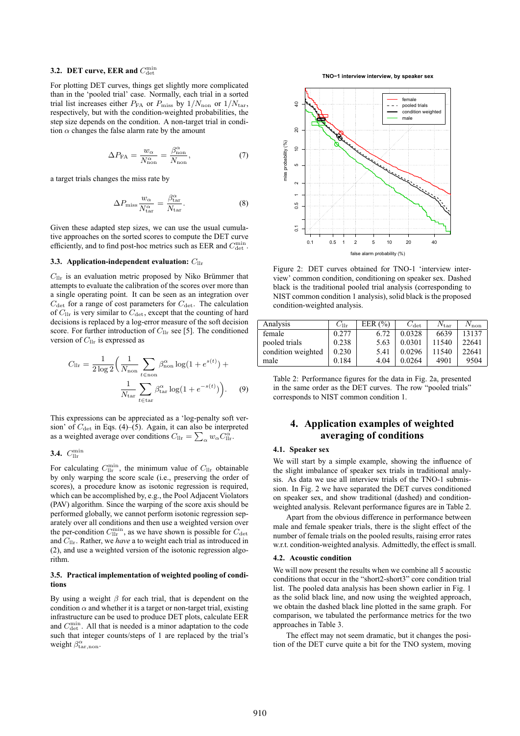### 3.2. DET curve, EER and $C_{\rm det}^{\rm min}$

For plotting DET curves, things get slightly more complicated than in the 'pooled trial' case. Normally, each trial in a sorted trial list increases either $P_{\rm FA}$ or $P_{\rm miss}$ by $1/N_{\rm non}$ or $1/N_{\rm tar}$, respectively, but with the condition-weighted probabilities, the step size depends on the condition. A non-target trial in condition $\alpha$ changes the false alarm rate by the amount

$$\Delta P_{\rm FA} = \frac{w_\alpha}{N_{\rm non}^\alpha} = \frac{\beta_{\rm non}^\alpha}{N_{\rm non}}, \qquad (7)$$

a target trials changes the miss rate by

$$\Delta P_{\rm miss} \frac{w_\alpha}{N_{\rm tar}^\alpha} = \frac{\beta_{\rm tar}^\alpha}{N_{\rm tar}}. \qquad (8)$$

Given these adapted step sizes, we can use the usual cumulative approaches on the sorted scores to compute the DET curve efficiently, and to find post-hoc metrics such as EER and $C_{\rm det}^{\rm min}$.

### 3.3. Application-independent evaluation: $C_{\rm llr}$

$C_{\rm llr}$ is an evaluation metric proposed by Niko Brümmer that attempts to evaluate the calibration of the scores over more than a single operating point. It can be seen as an integration over $C_{\rm det}$ for a range of cost parameters for $C_{\rm det}$. The calculation of $C_{\rm llr}$ is very similar to $C_{\rm det}$, except that the counting of hard decisions is replaced by a log-error measure of the soft decision score. For further introduction of $C_{\rm llr}$ see [5]. The conditioned version of $C_{\rm llr}$ is expressed as

$$C_{\rm llr} = \frac{1}{2\log 2}\Big(\frac{1}{N_{\rm non}}\sum_{t\in{\rm non}} \beta_{\rm non}^\alpha \log(1+e^{s(t)}) + \frac{1}{N_{\rm tar}}\sum_{t\in{\rm tar}} \beta_{\rm tar}^\alpha \log(1+e^{-s(t)})\Big). \qquad (9)$$

This expressions can be appreciated as a 'log-penalty soft version' of $C_{\rm det}$ in Eqs. (4)–(5). Again, it can also be interpreted as a weighted average over conditions $C_{\rm llr} = \sum_\alpha w_\alpha C_{\rm llr}^\alpha$.

### 3.4. $C_{\rm llr}^{\rm min}$

For calculating $C_{\rm llr}^{\rm min}$, the minimum value of $C_{\rm llr}$ obtainable by only warping the score scale (i.e., preserving the order of scores), a procedure know as isotonic regression is required, which can be accomplished by, e.g., the Pool Adjacent Violators (PAV) algorithm. Since the warping of the score axis should be performed globally, we cannot perform isotonic regression separately over all conditions and then use a weighted version over the per-condition $C_{\rm llr}^{\rm min}$, as we have shown is possible for $C_{\rm det}$ and $C_{\rm llr}$. Rather, we *have* a to weight each trial as introduced in (2), and use a weighted version of the isotonic regression algorithm.

### 3.5. Practical implementation of weighted pooling of conditions

By using a weight $\beta$ for each trial, that is dependent on the condition $\alpha$ and whether it is a target or non-target trial, existing infrastructure can be used to produce DET plots, calculate EER and $C_{\rm det}^{\rm min}$. All that is needed is a minor adaptation to the code such that integer counts/steps of 1 are replaced by the trial's weight $\beta_{\rm tar,non}^\alpha$.

Figure 2: DET curves obtained for TNO-1 'interview interview' common condition, conditioning on speaker sex. Dashed black is the traditional pooled trial analysis (corresponding to NIST common condition 1 analysis), solid black is the proposed condition-weighted analysis.

| Analysis | $C_{\rm llr}$ | EER (%) | $C_{\rm det}$ | $N_{\rm tar}$ | $N_{\rm non}$ |
|---|---|---|---|---|---|
| female | 0.277 | 6.72 | 0.0328 | 6639 | 13137 |
| pooled trials | 0.238 | 5.63 | 0.0301 | 11540 | 22641 |
| condition weighted | 0.230 | 5.41 | 0.0296 | 11540 | 22641 |
| male | 0.184 | 4.04 | 0.0264 | 4901 | 9504 |

Table 2: Performance figures for the data in Fig. 2a, presented in the same order as the DET curves. The row "pooled trials" corresponds to NIST common condition 1.

## 4. Application examples of weighted averaging of conditions

### 4.1. Speaker sex

We will start by a simple example, showing the influence of the slight imbalance of speaker sex trials in traditional analysis. As data we use all interview trials of the TNO-1 submission. In Fig. 2 we have separated the DET curves conditioned on speaker sex, and show traditional (dashed) and condition-weighted analysis. Relevant performance figures are in Table 2.

Apart from the obvious difference in performance between male and female speaker trials, there is the slight effect of the number of female trials on the pooled results, raising error rates w.r.t. condition-weighted analysis. Admittedly, the effect is small.

### 4.2. Acoustic condition

We will now present the results when we combine all 5 acoustic conditions that occur in the "short2-short3" core condition trial list. The pooled data analysis has been shown earlier in Fig. 1 as the solid black line, and now using the weighted approach, we obtain the dashed black line plotted in the same graph. For comparison, we tabulated the performance metrics for the two approaches in Table 3.

The effect may not seem dramatic, but it changes the position of the DET curve quite a bit for the TNO system, moving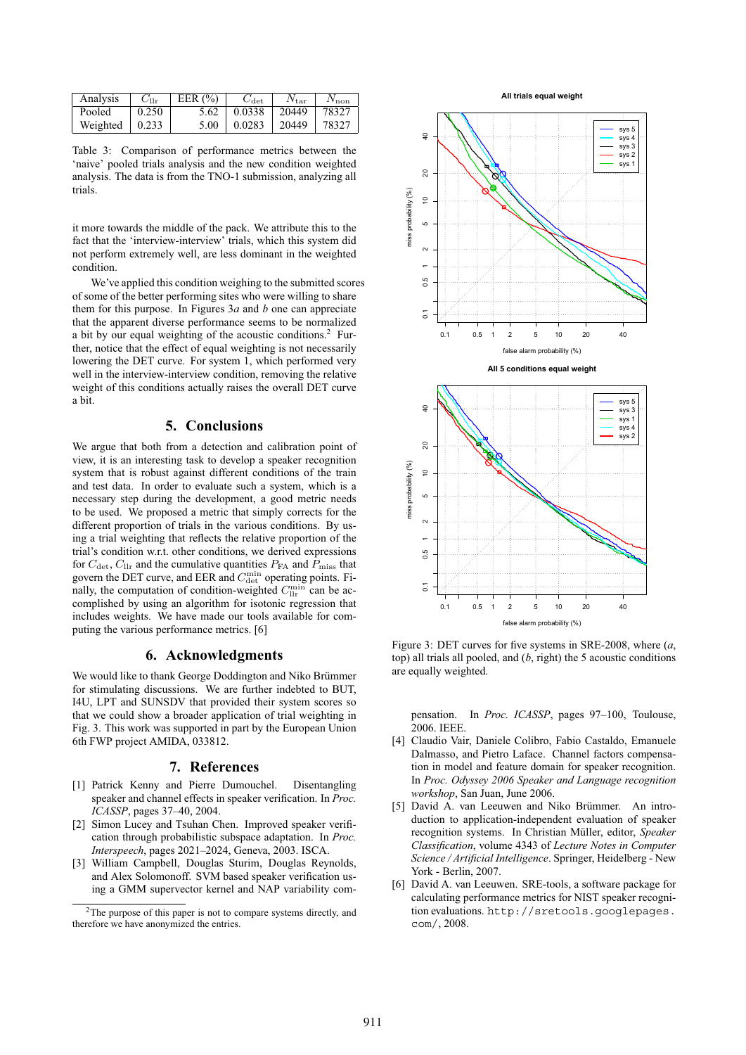| Analysis | $C_{\rm llr}$ | EER (%) | $C_{\rm det}$ | $N_{\rm tar}$ | $N_{\rm non}$ |
|---|---|---|---|---|---|
| Pooled | 0.250 | 5.62 | 0.0338 | 20449 | 78327 |
| Weighted | 0.233 | 5.00 | 0.0283 | 20449 | 78327 |

Table 3: Comparison of performance metrics between the 'naive' pooled trials analysis and the new condition weighted analysis. The data is from the TNO-1 submission, analyzing all trials.

it more towards the middle of the pack. We attribute this to the fact that the 'interview-interview' trials, which this system did not perform extremely well, are less dominant in the weighted condition.

We've applied this condition weighing to the submitted scores of some of the better performing sites who were willing to share them for this purpose. In Figures 3*a* and *b* one can appreciate that the apparent diverse performance seems to be normalized a bit by our equal weighting of the acoustic conditions.[2] Further, notice that the effect of equal weighting is not necessarily lowering the DET curve. For system 1, which performed very well in the interview-interview condition, removing the relative weight of this conditions actually raises the overall DET curve a bit.

## 5. Conclusions

We argue that both from a detection and calibration point of view, it is an interesting task to develop a speaker recognition system that is robust against different conditions of the train and test data. In order to evaluate such a system, which is a necessary step during the development, a good metric needs to be used. We proposed a metric that simply corrects for the different proportion of trials in the various conditions. By using a trial weighting that reflects the relative proportion of the trial's condition w.r.t. other conditions, we derived expressions for $C_{\rm det}$, $C_{\rm llr}$ and the cumulative quantities $P_{\rm FA}$ and $P_{\rm miss}$ that govern the DET curve, and EER and $C_{\rm det}^{\rm min}$ operating points. Finally, the computation of condition-weighted $C_{\rm llr}^{\rm min}$ can be accomplished by using an algorithm for isotonic regression that includes weights. We have made our tools available for computing the various performance metrics. [6]

## 6. Acknowledgments

We would like to thank George Doddington and Niko Brümmer for stimulating discussions. We are further indebted to BUT, I4U, LPT and SUNSDV that provided their system scores so that we could show a broader application of trial weighting in Fig. 3. This work was supported in part by the European Union 6th FWP project AMIDA, 033812.

## 7. References

[1] Patrick Kenny and Pierre Dumouchel. Disentangling speaker and channel effects in speaker verification. In *Proc. ICASSP*, pages 37–40, 2004.

[2] Simon Lucey and Tsuhan Chen. Improved speaker verification through probabilistic subspace adaptation. In *Proc. Interspeech*, pages 2021–2024, Geneva, 2003. ISCA.

[3] William Campbell, Douglas Sturim, Douglas Reynolds, and Alex Solomonoff. SVM based speaker verification using a GMM supervector kernel and NAP variability compensation. In *Proc. ICASSP*, pages 97–100, Toulouse, 2006. IEEE.

[4] Claudio Vair, Daniele Colibro, Fabio Castaldo, Emanuele Dalmasso, and Pietro Laface. Channel factors compensation in model and feature domain for speaker recognition. In *Proc. Odyssey 2006 Speaker and Language recognition workshop*, San Juan, June 2006.

[5] David A. van Leeuwen and Niko Brümmer. An introduction to application-independent evaluation of speaker recognition systems. In Christian Müller, editor, *Speaker Classification*, volume 4343 of *Lecture Notes in Computer Science / Artificial Intelligence*. Springer, Heidelberg - New York - Berlin, 2007.

[6] David A. van Leeuwen. SRE-tools, a software package for calculating performance metrics for NIST speaker recognition evaluations. `http://sretools.googlepages.com/`, 2008.

[2] The purpose of this paper is not to compare systems directly, and therefore we have anonymized the entries.

All trials equal weight

sys 5
sys 4
sys 3
sys 2
sys 1

miss probability (%)
0.1
0.5
1
2
5
10
20
40

false alarm probability (%)
0.1
0.5
1
2
5
10
20
40

All 5 conditions equal weight

sys 5
sys 3
sys 1
sys 4
sys 2

miss probability (%)
0.1
0.5
1
2
5
10
20
40

false alarm probability (%)
0.1
0.5
1
2
5
10
20
40

Figure 3: DET curves for five systems in SRE-2008, where (*a*, top) all trials all pooled, and (*b*, right) the 5 acoustic conditions are equally weighted.